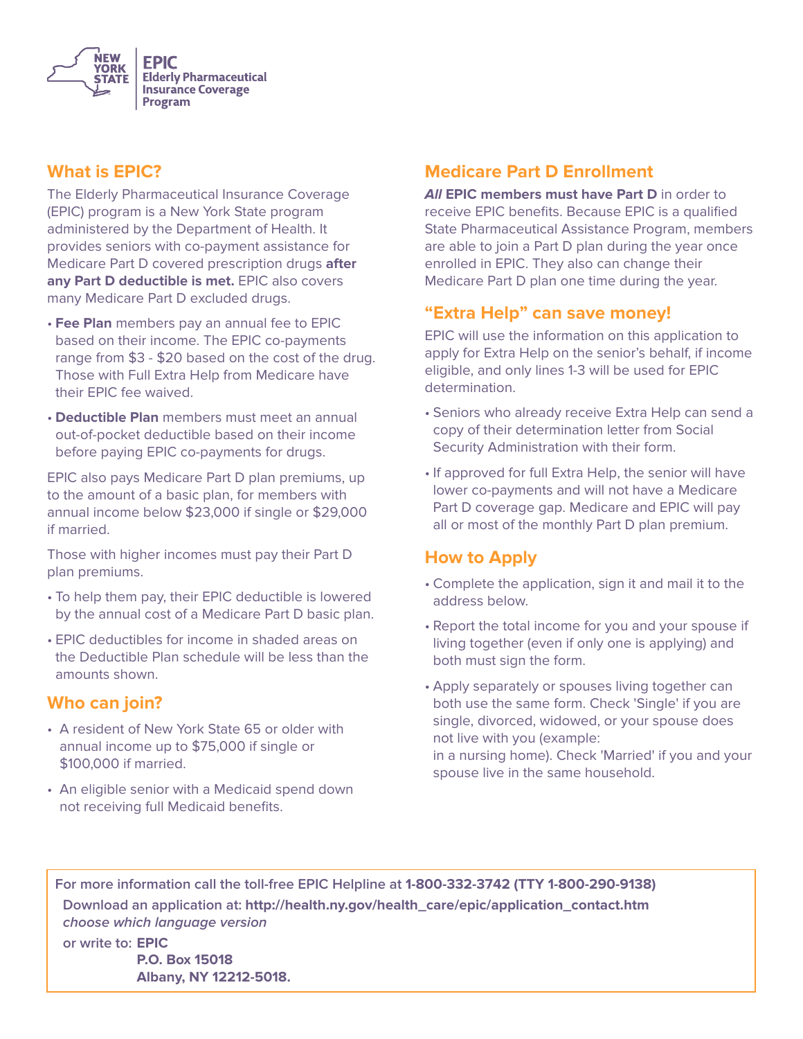NEW YORK STATE

**EPIC**
**Elderly Pharmaceutical Insurance Coverage Program**

## What is EPIC?

The Elderly Pharmaceutical Insurance Coverage (EPIC) program is a New York State program administered by the Department of Health. It provides seniors with co-payment assistance for Medicare Part D covered prescription drugs **after any Part D deductible is met.** EPIC also covers many Medicare Part D excluded drugs.

- **Fee Plan** members pay an annual fee to EPIC based on their income. The EPIC co-payments range from $3 - $20 based on the cost of the drug. Those with Full Extra Help from Medicare have their EPIC fee waived.
- **Deductible Plan** members must meet an annual out-of-pocket deductible based on their income before paying EPIC co-payments for drugs.

EPIC also pays Medicare Part D plan premiums, up to the amount of a basic plan, for members with annual income below $23,000 if single or $29,000 if married.

Those with higher incomes must pay their Part D plan premiums.

- To help them pay, their EPIC deductible is lowered by the annual cost of a Medicare Part D basic plan.
- EPIC deductibles for income in shaded areas on the Deductible Plan schedule will be less than the amounts shown.

## Who can join?

- A resident of New York State 65 or older with annual income up to $75,000 if single or $100,000 if married.
- An eligible senior with a Medicaid spend down not receiving full Medicaid benefits.

## Medicare Part D Enrollment

***All* EPIC members must have Part D** in order to receive EPIC benefits. Because EPIC is a qualified State Pharmaceutical Assistance Program, members are able to join a Part D plan during the year once enrolled in EPIC. They also can change their Medicare Part D plan one time during the year.

## "Extra Help" can save money!

EPIC will use the information on this application to apply for Extra Help on the senior's behalf, if income eligible, and only lines 1-3 will be used for EPIC determination.

- Seniors who already receive Extra Help can send a copy of their determination letter from Social Security Administration with their form.
- If approved for full Extra Help, the senior will have lower co-payments and will not have a Medicare Part D coverage gap. Medicare and EPIC will pay all or most of the monthly Part D plan premium.

## How to Apply

- Complete the application, sign it and mail it to the address below.
- Report the total income for you and your spouse if living together (even if only one is applying) and both must sign the form.
- Apply separately or spouses living together can both use the same form. Check 'Single' if you are single, divorced, widowed, or your spouse does not live with you (example: in a nursing home). Check 'Married' if you and your spouse live in the same household.

For more information call the toll-free EPIC Helpline at **1-800-332-3742 (TTY 1-800-290-9138)**

Download an application at: **http://health.ny.gov/health_care/epic/application_contact.htm**
***choose which language version***

or write to: **EPIC**
**P.O. Box 15018**
**Albany, NY 12212-5018.**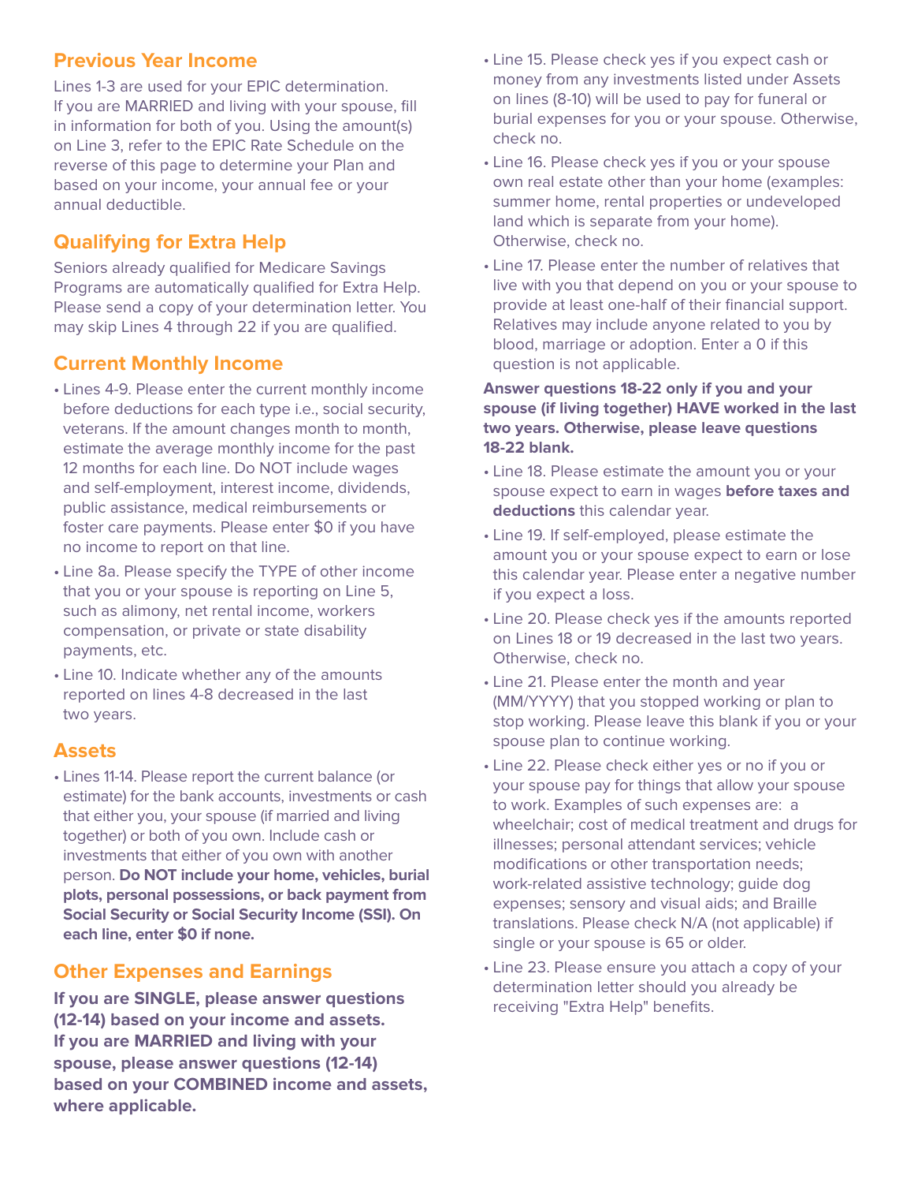## Previous Year Income

Lines 1-3 are used for your EPIC determination. If you are MARRIED and living with your spouse, fill in information for both of you. Using the amount(s) on Line 3, refer to the EPIC Rate Schedule on the reverse of this page to determine your Plan and based on your income, your annual fee or your annual deductible.

## Qualifying for Extra Help

Seniors already qualified for Medicare Savings Programs are automatically qualified for Extra Help. Please send a copy of your determination letter. You may skip Lines 4 through 22 if you are qualified.

## Current Monthly Income

- Lines 4-9. Please enter the current monthly income before deductions for each type i.e., social security, veterans. If the amount changes month to month, estimate the average monthly income for the past 12 months for each line. Do NOT include wages and self-employment, interest income, dividends, public assistance, medical reimbursements or foster care payments. Please enter $0 if you have no income to report on that line.
- Line 8a. Please specify the TYPE of other income that you or your spouse is reporting on Line 5, such as alimony, net rental income, workers compensation, or private or state disability payments, etc.
- Line 10. Indicate whether any of the amounts reported on lines 4-8 decreased in the last two years.

## Assets

- Lines 11-14. Please report the current balance (or estimate) for the bank accounts, investments or cash that either you, your spouse (if married and living together) or both of you own. Include cash or investments that either of you own with another person. **Do NOT include your home, vehicles, burial plots, personal possessions, or back payment from Social Security or Social Security Income (SSI). On each line, enter $0 if none.**

## Other Expenses and Earnings

**If you are SINGLE, please answer questions (12-14) based on your income and assets. If you are MARRIED and living with your spouse, please answer questions (12-14) based on your COMBINED income and assets, where applicable.**

- Line 15. Please check yes if you expect cash or money from any investments listed under Assets on lines (8-10) will be used to pay for funeral or burial expenses for you or your spouse. Otherwise, check no.
- Line 16. Please check yes if you or your spouse own real estate other than your home (examples: summer home, rental properties or undeveloped land which is separate from your home). Otherwise, check no.
- Line 17. Please enter the number of relatives that live with you that depend on you or your spouse to provide at least one-half of their financial support. Relatives may include anyone related to you by blood, marriage or adoption. Enter a 0 if this question is not applicable.

**Answer questions 18-22 only if you and your spouse (if living together) HAVE worked in the last two years. Otherwise, please leave questions 18-22 blank.**

- Line 18. Please estimate the amount you or your spouse expect to earn in wages **before taxes and deductions** this calendar year.
- Line 19. If self-employed, please estimate the amount you or your spouse expect to earn or lose this calendar year. Please enter a negative number if you expect a loss.
- Line 20. Please check yes if the amounts reported on Lines 18 or 19 decreased in the last two years. Otherwise, check no.
- Line 21. Please enter the month and year (MM/YYYY) that you stopped working or plan to stop working. Please leave this blank if you or your spouse plan to continue working.
- Line 22. Please check either yes or no if you or your spouse pay for things that allow your spouse to work. Examples of such expenses are: a wheelchair; cost of medical treatment and drugs for illnesses; personal attendant services; vehicle modifications or other transportation needs; work-related assistive technology; guide dog expenses; sensory and visual aids; and Braille translations. Please check N/A (not applicable) if single or your spouse is 65 or older.
- Line 23. Please ensure you attach a copy of your determination letter should you already be receiving "Extra Help" benefits.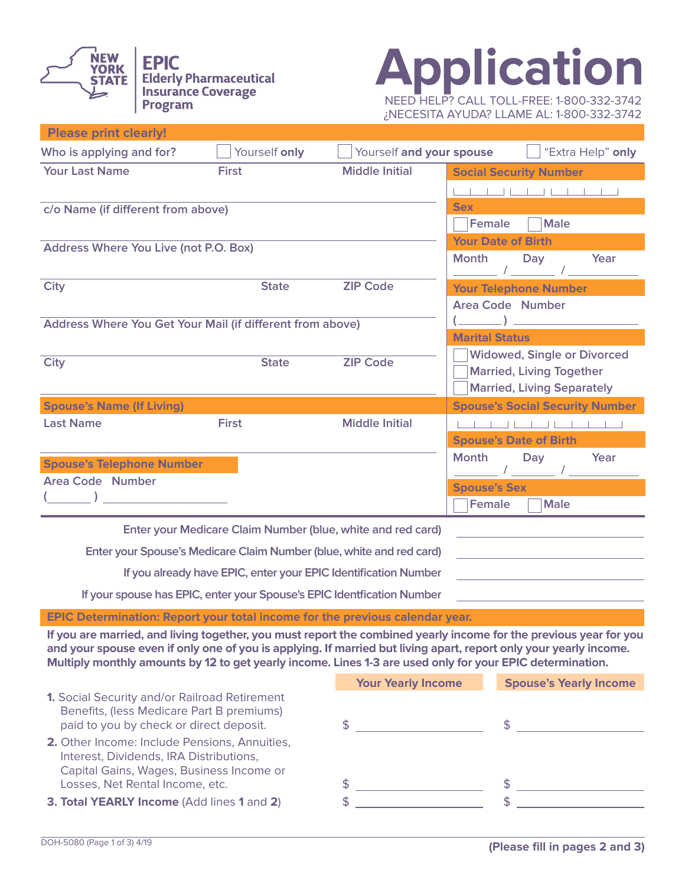# EPIC Elderly Pharmaceutical Insurance Coverage Program

# Application

NEED HELP? CALL TOLL-FREE: 1-800-332-3742
¿NECESITA AYUDA? LLAME AL: 1-800-332-3742

**Please print clearly!**

Who is applying and for? ☐ Yourself **only** ☐ Yourself **and your spouse** ☐ “Extra Help” **only**

| Your Last Name | First | Middle Initial |
|---|---|---|
| | | |

c/o Name (if different from above)

Address Where You Live (not P.O. Box)

| City | State | ZIP Code |
|---|---|---|
| | | |

Address Where You Get Your Mail (if different from above)

| City | State | ZIP Code |
|---|---|---|
| | | |

**Social Security Number**

☐☐☐ ☐☐ ☐☐☐☐

**Sex**

☐ Female ☐ Male

**Your Date of Birth**

Month ____ / Day ____ / Year ____

**Your Telephone Number**

Area Code ( ____ ) Number ____

**Marital Status**

☐ Widowed, Single or Divorced
☐ Married, Living Together
☐ Married, Living Separately

**Spouse’s Name (If Living)**

| Last Name | First | Middle Initial |
|---|---|---|
| | | |

**Spouse’s Telephone Number**

Area Code ( ____ ) Number ____

**Spouse’s Social Security Number**

☐☐☐ ☐☐ ☐☐☐☐

**Spouse’s Date of Birth**

Month ____ / Day ____ / Year ____

**Spouse’s Sex**

☐ Female ☐ Male

Enter your Medicare Claim Number (blue, white and red card) ____________

Enter your Spouse’s Medicare Claim Number (blue, white and red card) ____________

If you already have EPIC, enter your EPIC Identification Number ____________

If your spouse has EPIC, enter your Spouse's EPIC Identfication Number ____________

**EPIC Determination: Report your total income for the previous calendar year.**

**If you are married, and living together, you must report the combined yearly income for the previous year for you and your spouse even if only one of you is applying. If married but living apart, report only your yearly income. Multiply monthly amounts by 12 to get yearly income. Lines 1-3 are used only for your EPIC determination.**

| | Your Yearly Income | Spouse’s Yearly Income |
|---|---|---|
| **1.** Social Security and/or Railroad Retirement Benefits, (less Medicare Part B premiums) paid to you by check or direct deposit. | $ | $ |
| **2.** Other Income: Include Pensions, Annuities, Interest, Dividends, IRA Distributions, Capital Gains, Wages, Business Income or Losses, Net Rental Income, etc. | $ | $ |
| **3. Total YEARLY Income** (Add lines **1** and **2**) | $ | $ |

DOH-5080 (Page 1 of 3) 4/19

**(Please fill in pages 2 and 3)**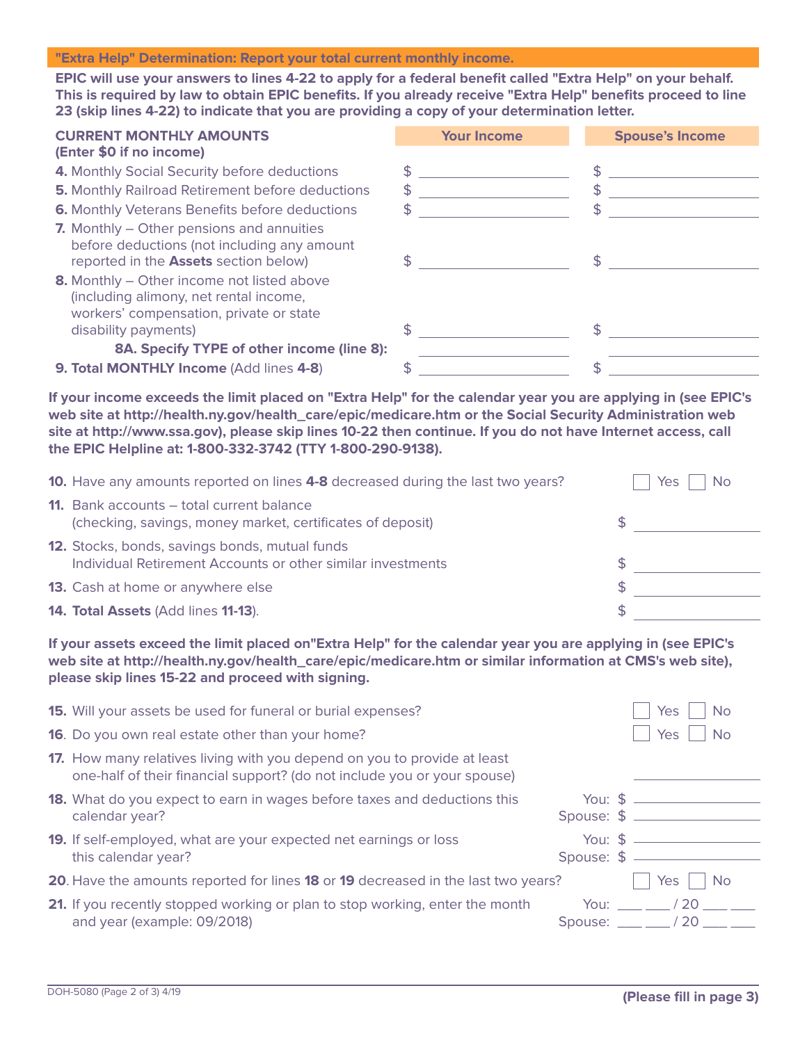## "Extra Help" Determination: Report your total current monthly income.

**EPIC will use your answers to lines 4-22 to apply for a federal benefit called "Extra Help" on your behalf. This is required by law to obtain EPIC benefits. If you already receive "Extra Help" benefits proceed to line 23 (skip lines 4-22) to indicate that you are providing a copy of your determination letter.**

| **CURRENT MONTHLY AMOUNTS** (Enter $0 if no income) | Your Income | Spouse's Income |
|---|---|---|
| **4.** Monthly Social Security before deductions | $ ______ | $ ______ |
| **5.** Monthly Railroad Retirement before deductions | $ ______ | $ ______ |
| **6.** Monthly Veterans Benefits before deductions | $ ______ | $ ______ |
| **7.** Monthly – Other pensions and annuities before deductions (not including any amount reported in the **Assets** section below) | $ ______ | $ ______ |
| **8.** Monthly – Other income not listed above (including alimony, net rental income, workers' compensation, private or state disability payments) | $ ______ | $ ______ |
| **8A. Specify TYPE of other income (line 8):** | ______ | ______ |
| **9. Total MONTHLY Income** (Add lines **4-8**) | $ ______ | $ ______ |

**If your income exceeds the limit placed on "Extra Help" for the calendar year you are applying in (see EPIC's web site at http://health.ny.gov/health_care/epic/medicare.htm or the Social Security Administration web site at http://www.ssa.gov), please skip lines 10-22 then continue. If you do not have Internet access, call the EPIC Helpline at: 1-800-332-3742 (TTY 1-800-290-9138).**

**10.** Have any amounts reported on lines **4-8** decreased during the last two years? ☐ Yes ☐ No

**11.** Bank accounts – total current balance (checking, savings, money market, certificates of deposit) $ ______

**12.** Stocks, bonds, savings bonds, mutual funds Individual Retirement Accounts or other similar investments $ ______

**13.** Cash at home or anywhere else $ ______

**14. Total Assets** (Add lines **11-13**). $ ______

**If your assets exceed the limit placed on"Extra Help" for the calendar year you are applying in (see EPIC's web site at http://health.ny.gov/health_care/epic/medicare.htm or similar information at CMS's web site), please skip lines 15-22 and proceed with signing.**

**15.** Will your assets be used for funeral or burial expenses? ☐ Yes ☐ No

**16.** Do you own real estate other than your home? ☐ Yes ☐ No

**17.** How many relatives living with you depend on you to provide at least one-half of their financial support? (do not include you or your spouse) ______

**18.** What do you expect to earn in wages before taxes and deductions this calendar year?
You: $ ______
Spouse: $ ______

**19.** If self-employed, what are your expected net earnings or loss this calendar year?
You: $ ______
Spouse: $ ______

**20.** Have the amounts reported for lines **18** or **19** decreased in the last two years? ☐ Yes ☐ No

**21.** If you recently stopped working or plan to stop working, enter the month and year (example: 09/2018)
You: ___ ___ / 20 ___ ___
Spouse: ___ ___ / 20 ___ ___

DOH-5080 (Page 2 of 3) 4/19

**(Please fill in page 3)**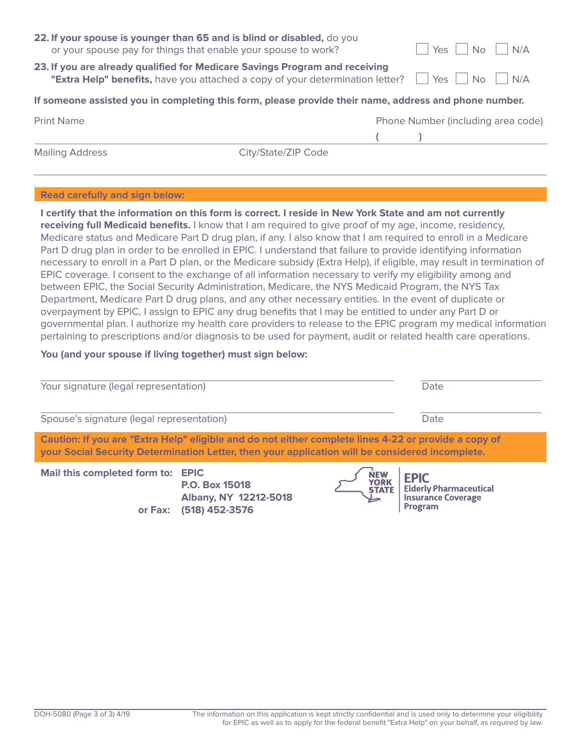**22. If your spouse is younger than 65 and is blind or disabled,** do you or your spouse pay for things that enable your spouse to work? ☐ Yes ☐ No ☐ N/A

**23. If you are already qualified for Medicare Savings Program and receiving "Extra Help" benefits,** have you attached a copy of your determination letter? ☐ Yes ☐ No ☐ N/A

**If someone assisted you in completing this form, please provide their name, address and phone number.**

Print Name

Phone Number (including area code)

(     )

Mailing Address

City/State/ZIP Code

**Read carefully and sign below:**

**I certify that the information on this form is correct. I reside in New York State and am not currently receiving full Medicaid benefits.** I know that I am required to give proof of my age, income, residency, Medicare status and Medicare Part D drug plan, if any. I also know that I am required to enroll in a Medicare Part D drug plan in order to be enrolled in EPIC. I understand that failure to provide identifying information necessary to enroll in a Part D plan, or the Medicare subsidy (Extra Help), if eligible, may result in termination of EPIC coverage. I consent to the exchange of all information necessary to verify my eligibility among and between EPIC, the Social Security Administration, Medicare, the NYS Medicaid Program, the NYS Tax Department, Medicare Part D drug plans, and any other necessary entities. In the event of duplicate or overpayment by EPIC, I assign to EPIC any drug benefits that I may be entitled to under any Part D or governmental plan. I authorize my health care providers to release to the EPIC program my medical information pertaining to prescriptions and/or diagnosis to be used for payment, audit or related health care operations.

**You (and your spouse if living together) must sign below:**

Your signature (legal representation) \_\_\_\_\_\_\_\_\_\_\_\_\_\_\_\_ Date \_\_\_\_\_\_\_\_

Spouse's signature (legal representation) \_\_\_\_\_\_\_\_\_\_\_\_\_\_\_\_ Date \_\_\_\_\_\_\_\_

**Caution: If you are "Extra Help" eligible and do not either complete lines 4-22 or provide a copy of your Social Security Determination Letter, then your application will be considered incomplete.**

**Mail this completed form to:** **EPIC**
**P.O. Box 15018**
**Albany, NY 12212-5018**
**or Fax: (518) 452-3576**

NEW YORK STATE | **EPIC** Elderly Pharmaceutical Insurance Coverage Program

DOH-5080 (Page 3 of 3) 4/19

The information on this application is kept strictly confidential and is used only to determine your eligibility for EPIC as well as to apply for the federal benefit "Extra Help" on your behalf, as required by law.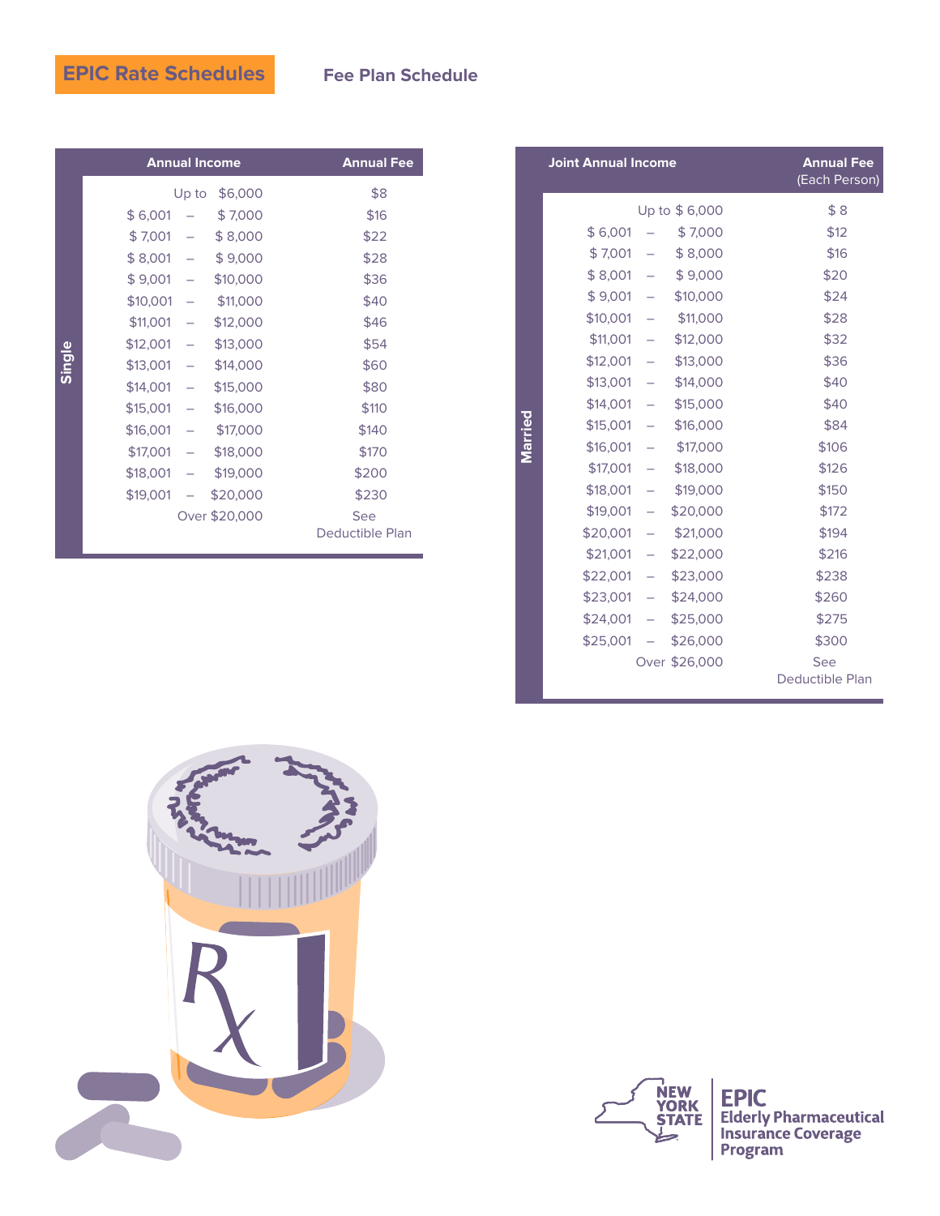# EPIC Rate Schedules

## Fee Plan Schedule

**Single**

| Annual Income | Annual Fee |
|---|---|
| Up to $6,000 | $8 |
| $ 6,001 – $ 7,000 | $16 |
| $ 7,001 – $ 8,000 | $22 |
| $ 8,001 – $ 9,000 | $28 |
| $ 9,001 – $10,000 | $36 |
| $10,001 – $11,000 | $40 |
| $11,001 – $12,000 | $46 |
| $12,001 – $13,000 | $54 |
| $13,001 – $14,000 | $60 |
| $14,001 – $15,000 | $80 |
| $15,001 – $16,000 | $110 |
| $16,001 – $17,000 | $140 |
| $17,001 – $18,000 | $170 |
| $18,001 – $19,000 | $200 |
| $19,001 – $20,000 | $230 |
| Over $20,000 | See Deductible Plan |

**Married**

| Joint Annual Income | Annual Fee (Each Person) |
|---|---|
| Up to $ 6,000 | $ 8 |
| $ 6,001 – $ 7,000 | $12 |
| $ 7,001 – $ 8,000 | $16 |
| $ 8,001 – $ 9,000 | $20 |
| $ 9,001 – $10,000 | $24 |
| $10,001 – $11,000 | $28 |
| $11,001 – $12,000 | $32 |
| $12,001 – $13,000 | $36 |
| $13,001 – $14,000 | $40 |
| $14,001 – $15,000 | $40 |
| $15,001 – $16,000 | $84 |
| $16,001 – $17,000 | $106 |
| $17,001 – $18,000 | $126 |
| $18,001 – $19,000 | $150 |
| $19,001 – $20,000 | $172 |
| $20,001 – $21,000 | $194 |
| $21,001 – $22,000 | $216 |
| $22,001 – $23,000 | $238 |
| $23,001 – $24,000 | $260 |
| $24,001 – $25,000 | $275 |
| $25,001 – $26,000 | $300 |
| Over $26,000 | See Deductible Plan |

NEW YORK STATE | EPIC Elderly Pharmaceutical Insurance Coverage Program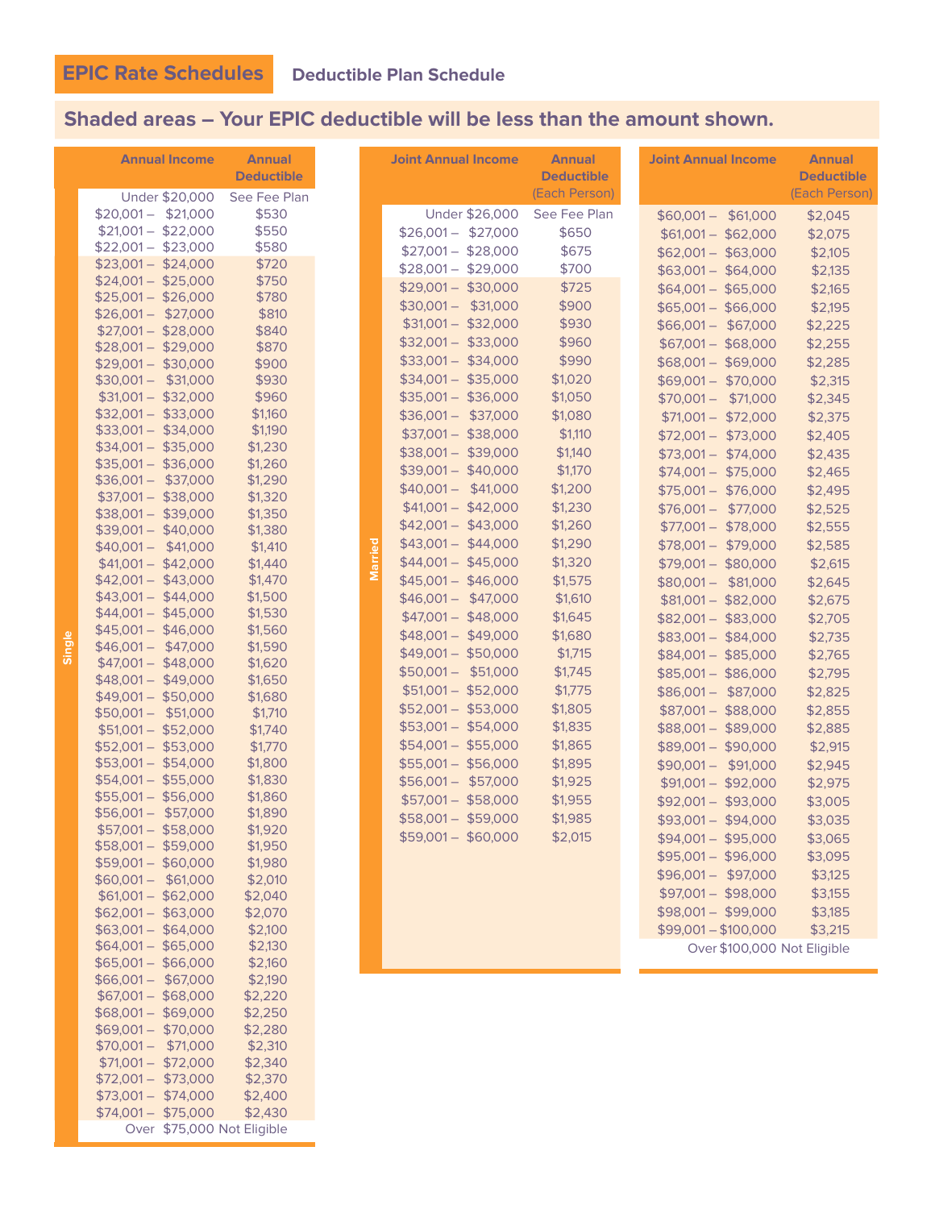## EPIC Rate Schedules

### Deductible Plan Schedule

**Shaded areas – Your EPIC deductible will be less than the amount shown.**

**Single**

| Annual Income | Annual Deductible |
|---|---|
| Under $20,000 | See Fee Plan |
| $20,001 – $21,000 | $530 |
| $21,001 – $22,000 | $550 |
| $22,001 – $23,000 | $580 |
| $23,001 – $24,000 | $720 |
| $24,001 – $25,000 | $750 |
| $25,001 – $26,000 | $780 |
| $26,001 – $27,000 | $810 |
| $27,001 – $28,000 | $840 |
| $28,001 – $29,000 | $870 |
| $29,001 – $30,000 | $900 |
| $30,001 – $31,000 | $930 |
| $31,001 – $32,000 | $960 |
| $32,001 – $33,000 | $1,160 |
| $33,001 – $34,000 | $1,190 |
| $34,001 – $35,000 | $1,230 |
| $35,001 – $36,000 | $1,260 |
| $36,001 – $37,000 | $1,290 |
| $37,001 – $38,000 | $1,320 |
| $38,001 – $39,000 | $1,350 |
| $39,001 – $40,000 | $1,380 |
| $40,001 – $41,000 | $1,410 |
| $41,001 – $42,000 | $1,440 |
| $42,001 – $43,000 | $1,470 |
| $43,001 – $44,000 | $1,500 |
| $44,001 – $45,000 | $1,530 |
| $45,001 – $46,000 | $1,560 |
| $46,001 – $47,000 | $1,590 |
| $47,001 – $48,000 | $1,620 |
| $48,001 – $49,000 | $1,650 |
| $49,001 – $50,000 | $1,680 |
| $50,001 – $51,000 | $1,710 |
| $51,001 – $52,000 | $1,740 |
| $52,001 – $53,000 | $1,770 |
| $53,001 – $54,000 | $1,800 |
| $54,001 – $55,000 | $1,830 |
| $55,001 – $56,000 | $1,860 |
| $56,001 – $57,000 | $1,890 |
| $57,001 – $58,000 | $1,920 |
| $58,001 – $59,000 | $1,950 |
| $59,001 – $60,000 | $1,980 |
| $60,001 – $61,000 | $2,010 |
| $61,001 – $62,000 | $2,040 |
| $62,001 – $63,000 | $2,070 |
| $63,001 – $64,000 | $2,100 |
| $64,001 – $65,000 | $2,130 |
| $65,001 – $66,000 | $2,160 |
| $66,001 – $67,000 | $2,190 |
| $67,001 – $68,000 | $2,220 |
| $68,001 – $69,000 | $2,250 |
| $69,001 – $70,000 | $2,280 |
| $70,001 – $71,000 | $2,310 |
| $71,001 – $72,000 | $2,340 |
| $72,001 – $73,000 | $2,370 |
| $73,001 – $74,000 | $2,400 |
| $74,001 – $75,000 | $2,430 |
| Over $75,000 | Not Eligible |

**Married**

| Joint Annual Income | Annual Deductible (Each Person) |
|---|---|
| Under $26,000 | See Fee Plan |
| $26,001 – $27,000 | $650 |
| $27,001 – $28,000 | $675 |
| $28,001 – $29,000 | $700 |
| $29,001 – $30,000 | $725 |
| $30,001 – $31,000 | $900 |
| $31,001 – $32,000 | $930 |
| $32,001 – $33,000 | $960 |
| $33,001 – $34,000 | $990 |
| $34,001 – $35,000 | $1,020 |
| $35,001 – $36,000 | $1,050 |
| $36,001 – $37,000 | $1,080 |
| $37,001 – $38,000 | $1,110 |
| $38,001 – $39,000 | $1,140 |
| $39,001 – $40,000 | $1,170 |
| $40,001 – $41,000 | $1,200 |
| $41,001 – $42,000 | $1,230 |
| $42,001 – $43,000 | $1,260 |
| $43,001 – $44,000 | $1,290 |
| $44,001 – $45,000 | $1,320 |
| $45,001 – $46,000 | $1,575 |
| $46,001 – $47,000 | $1,610 |
| $47,001 – $48,000 | $1,645 |
| $48,001 – $49,000 | $1,680 |
| $49,001 – $50,000 | $1,715 |
| $50,001 – $51,000 | $1,745 |
| $51,001 – $52,000 | $1,775 |
| $52,001 – $53,000 | $1,805 |
| $53,001 – $54,000 | $1,835 |
| $54,001 – $55,000 | $1,865 |
| $55,001 – $56,000 | $1,895 |
| $56,001 – $57,000 | $1,925 |
| $57,001 – $58,000 | $1,955 |
| $58,001 – $59,000 | $1,985 |
| $59,001 – $60,000 | $2,015 |
| $60,001 – $61,000 | $2,045 |
| $61,001 – $62,000 | $2,075 |
| $62,001 – $63,000 | $2,105 |
| $63,001 – $64,000 | $2,135 |
| $64,001 – $65,000 | $2,165 |
| $65,001 – $66,000 | $2,195 |
| $66,001 – $67,000 | $2,225 |
| $67,001 – $68,000 | $2,255 |
| $68,001 – $69,000 | $2,285 |
| $69,001 – $70,000 | $2,315 |
| $70,001 – $71,000 | $2,345 |
| $71,001 – $72,000 | $2,375 |
| $72,001 – $73,000 | $2,405 |
| $73,001 – $74,000 | $2,435 |
| $74,001 – $75,000 | $2,465 |
| $75,001 – $76,000 | $2,495 |
| $76,001 – $77,000 | $2,525 |
| $77,001 – $78,000 | $2,555 |
| $78,001 – $79,000 | $2,585 |
| $79,001 – $80,000 | $2,615 |
| $80,001 – $81,000 | $2,645 |
| $81,001 – $82,000 | $2,675 |
| $82,001 – $83,000 | $2,705 |
| $83,001 – $84,000 | $2,735 |
| $84,001 – $85,000 | $2,765 |
| $85,001 – $86,000 | $2,795 |
| $86,001 – $87,000 | $2,825 |
| $87,001 – $88,000 | $2,855 |
| $88,001 – $89,000 | $2,885 |
| $89,001 – $90,000 | $2,915 |
| $90,001 – $91,000 | $2,945 |
| $91,001 – $92,000 | $2,975 |
| $92,001 – $93,000 | $3,005 |
| $93,001 – $94,000 | $3,035 |
| $94,001 – $95,000 | $3,065 |
| $95,001 – $96,000 | $3,095 |
| $96,001 – $97,000 | $3,125 |
| $97,001 – $98,000 | $3,155 |
| $98,001 – $99,000 | $3,185 |
| $99,001 – $100,000 | $3,215 |
| Over $100,000 | Not Eligible |